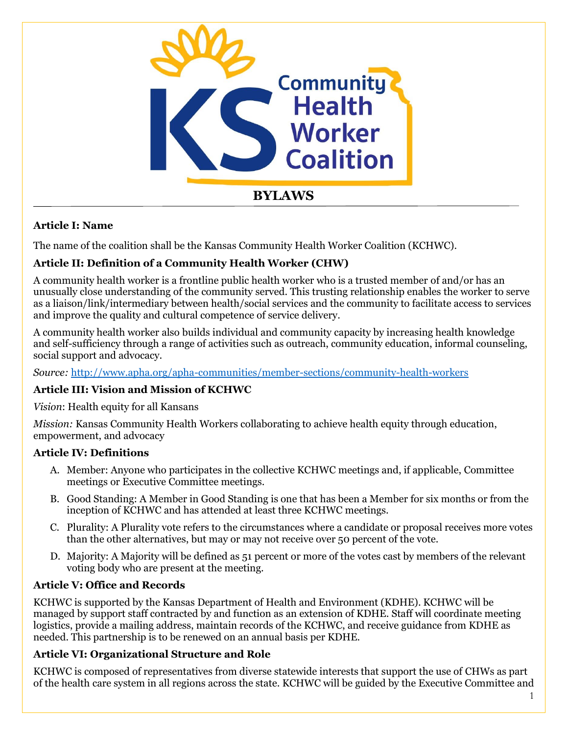# BYLAWS

## Article I: Name

The name of the coalition shall be the Kansas Community Health Worker Coalition (KCHWC).

## Article II: Definition of a Community Health Worker (CHW)

A community health worker is a frontline public health worker who is a trusted member of and/or has an unusually close understanding of the community served. This trusting relationship enables the worker to serve as a liaison/link/intermediary between health/social services and the community to facilitate access to services and improve the quality and cultural competence of service delivery.

A community health worker also builds individual and community capacity by increasing health knowledge and self-sufficiency through a range of activities such as outreach, community education, informal counseling, social support and advocacy.

*Source:* http://www.apha.org/apha-communities/member-sections/community-health-workers

## Article III: Vision and Mission of KCHWC

*Vision*: Health equity for all Kansans

*Mission:* Kansas Community Health Workers collaborating to achieve health equity through education, empowerment, and advocacy

## Article IV: Definitions

A. Member: Anyone who participates in the collective KCHWC meetings and, if applicable, Committee meetings or Executive Committee meetings.

B. Good Standing: A Member in Good Standing is one that has been a Member for six months or from the inception of KCHWC and has attended at least three KCHWC meetings.

C. Plurality: A Plurality vote refers to the circumstances where a candidate or proposal receives more votes than the other alternatives, but may or may not receive over 50 percent of the vote.

D. Majority: A Majority will be defined as 51 percent or more of the votes cast by members of the relevant voting body who are present at the meeting.

## Article V: Office and Records

KCHWC is supported by the Kansas Department of Health and Environment (KDHE). KCHWC will be managed by support staff contracted by and function as an extension of KDHE. Staff will coordinate meeting logistics, provide a mailing address, maintain records of the KCHWC, and receive guidance from KDHE as needed. This partnership is to be renewed on an annual basis per KDHE.

## Article VI: Organizational Structure and Role

KCHWC is composed of representatives from diverse statewide interests that support the use of CHWs as part of the health care system in all regions across the state. KCHWC will be guided by the Executive Committee and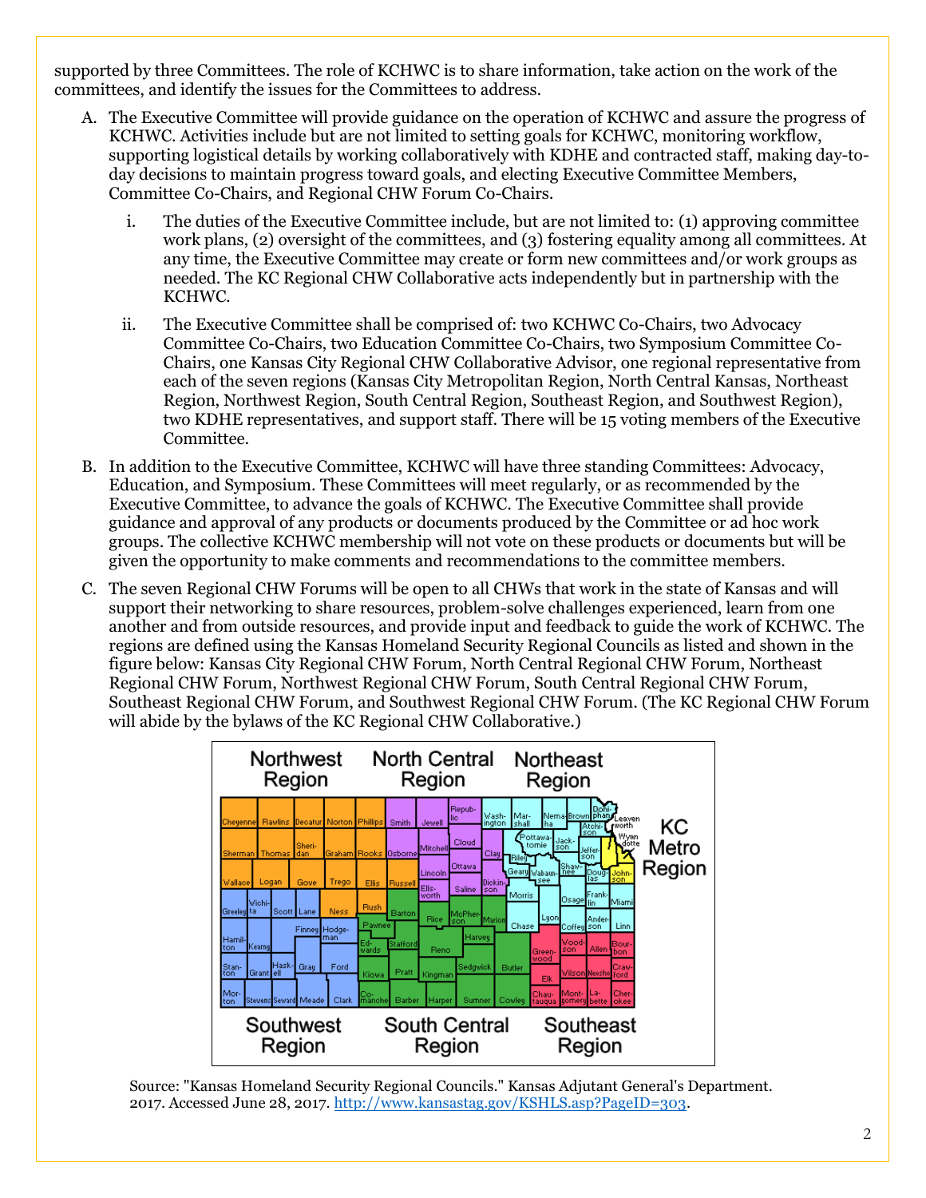supported by three Committees. The role of KCHWC is to share information, take action on the work of the committees, and identify the issues for the Committees to address.

A. The Executive Committee will provide guidance on the operation of KCHWC and assure the progress of KCHWC. Activities include but are not limited to setting goals for KCHWC, monitoring workflow, supporting logistical details by working collaboratively with KDHE and contracted staff, making day-to-day decisions to maintain progress toward goals, and electing Executive Committee Members, Committee Co-Chairs, and Regional CHW Forum Co-Chairs.

   i. The duties of the Executive Committee include, but are not limited to: (1) approving committee work plans, (2) oversight of the committees, and (3) fostering equality among all committees. At any time, the Executive Committee may create or form new committees and/or work groups as needed. The KC Regional CHW Collaborative acts independently but in partnership with the KCHWC.

   ii. The Executive Committee shall be comprised of: two KCHWC Co-Chairs, two Advocacy Committee Co-Chairs, two Education Committee Co-Chairs, two Symposium Committee Co-Chairs, one Kansas City Regional CHW Collaborative Advisor, one regional representative from each of the seven regions (Kansas City Metropolitan Region, North Central Kansas, Northeast Region, Northwest Region, South Central Region, Southeast Region, and Southwest Region), two KDHE representatives, and support staff. There will be 15 voting members of the Executive Committee.

B. In addition to the Executive Committee, KCHWC will have three standing Committees: Advocacy, Education, and Symposium. These Committees will meet regularly, or as recommended by the Executive Committee, to advance the goals of KCHWC. The Executive Committee shall provide guidance and approval of any products or documents produced by the Committee or ad hoc work groups. The collective KCHWC membership will not vote on these products or documents but will be given the opportunity to make comments and recommendations to the committee members.

C. The seven Regional CHW Forums will be open to all CHWs that work in the state of Kansas and will support their networking to share resources, problem-solve challenges experienced, learn from one another and from outside resources, and provide input and feedback to guide the work of KCHWC. The regions are defined using the Kansas Homeland Security Regional Councils as listed and shown in the figure below: Kansas City Regional CHW Forum, North Central Regional CHW Forum, Northeast Regional CHW Forum, Northwest Regional CHW Forum, South Central Regional CHW Forum, Southeast Regional CHW Forum, and Southwest Regional CHW Forum. (The KC Regional CHW Forum will abide by the bylaws of the KC Regional CHW Collaborative.)

Source: "Kansas Homeland Security Regional Councils." Kansas Adjutant General's Department. 2017. Accessed June 28, 2017. http://www.kansastag.gov/KSHLS.asp?PageID=303.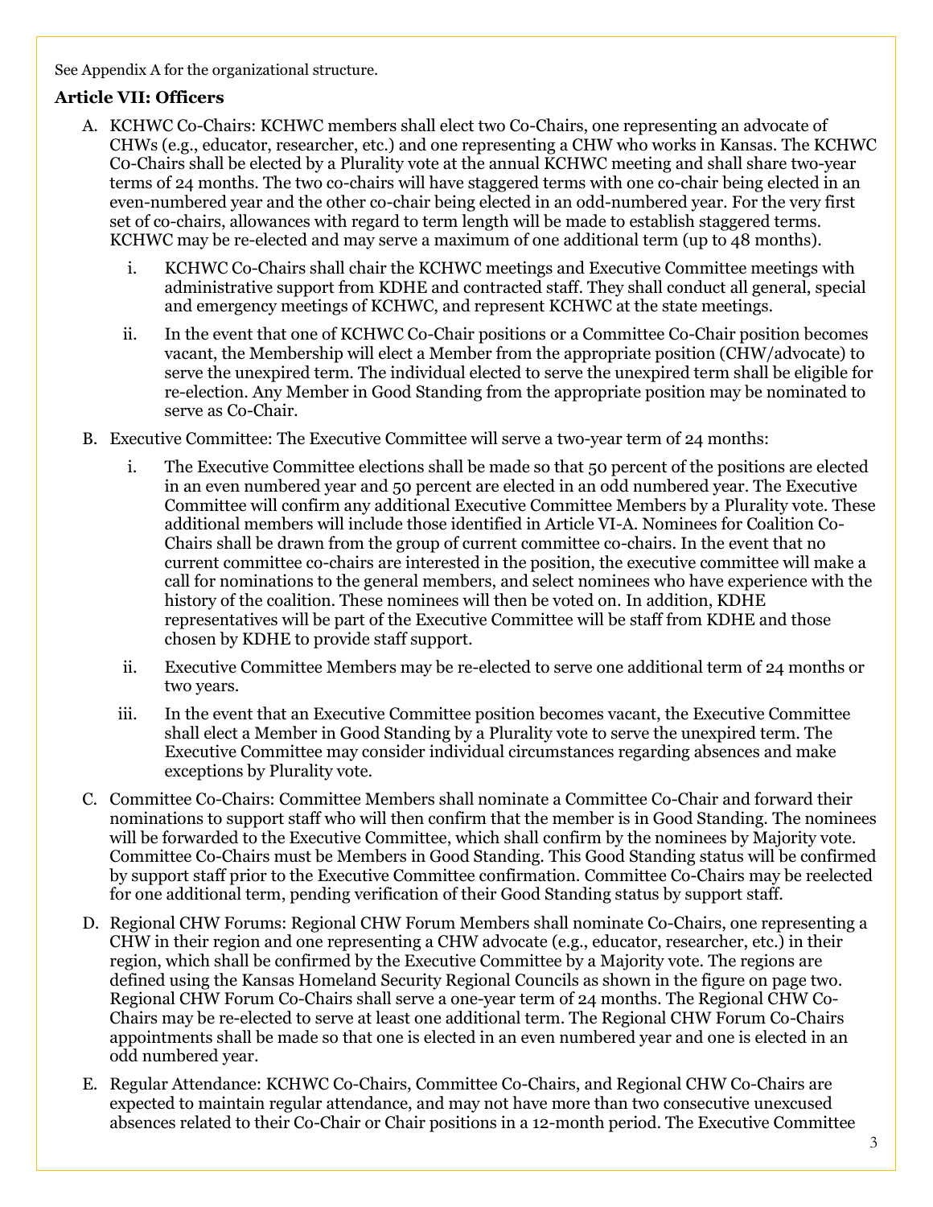See Appendix A for the organizational structure.

### Article VII: Officers

A. KCHWC Co-Chairs: KCHWC members shall elect two Co-Chairs, one representing an advocate of CHWs (e.g., educator, researcher, etc.) and one representing a CHW who works in Kansas. The KCHWC Co-Chairs shall be elected by a Plurality vote at the annual KCHWC meeting and shall share two-year terms of 24 months. The two co-chairs will have staggered terms with one co-chair being elected in an even-numbered year and the other co-chair being elected in an odd-numbered year. For the very first set of co-chairs, allowances with regard to term length will be made to establish staggered terms. KCHWC may be re-elected and may serve a maximum of one additional term (up to 48 months).

   i. KCHWC Co-Chairs shall chair the KCHWC meetings and Executive Committee meetings with administrative support from KDHE and contracted staff. They shall conduct all general, special and emergency meetings of KCHWC, and represent KCHWC at the state meetings.

   ii. In the event that one of KCHWC Co-Chair positions or a Committee Co-Chair position becomes vacant, the Membership will elect a Member from the appropriate position (CHW/advocate) to serve the unexpired term. The individual elected to serve the unexpired term shall be eligible for re-election. Any Member in Good Standing from the appropriate position may be nominated to serve as Co-Chair.

B. Executive Committee: The Executive Committee will serve a two-year term of 24 months:

   i. The Executive Committee elections shall be made so that 50 percent of the positions are elected in an even numbered year and 50 percent are elected in an odd numbered year. The Executive Committee will confirm any additional Executive Committee Members by a Plurality vote. These additional members will include those identified in Article VI-A. Nominees for Coalition Co-Chairs shall be drawn from the group of current committee co-chairs. In the event that no current committee co-chairs are interested in the position, the executive committee will make a call for nominations to the general members, and select nominees who have experience with the history of the coalition. These nominees will then be voted on. In addition, KDHE representatives will be part of the Executive Committee will be staff from KDHE and those chosen by KDHE to provide staff support.

   ii. Executive Committee Members may be re-elected to serve one additional term of 24 months or two years.

   iii. In the event that an Executive Committee position becomes vacant, the Executive Committee shall elect a Member in Good Standing by a Plurality vote to serve the unexpired term. The Executive Committee may consider individual circumstances regarding absences and make exceptions by Plurality vote.

C. Committee Co-Chairs: Committee Members shall nominate a Committee Co-Chair and forward their nominations to support staff who will then confirm that the member is in Good Standing. The nominees will be forwarded to the Executive Committee, which shall confirm by the nominees by Majority vote. Committee Co-Chairs must be Members in Good Standing. This Good Standing status will be confirmed by support staff prior to the Executive Committee confirmation. Committee Co-Chairs may be reelected for one additional term, pending verification of their Good Standing status by support staff.

D. Regional CHW Forums: Regional CHW Forum Members shall nominate Co-Chairs, one representing a CHW in their region and one representing a CHW advocate (e.g., educator, researcher, etc.) in their region, which shall be confirmed by the Executive Committee by a Majority vote. The regions are defined using the Kansas Homeland Security Regional Councils as shown in the figure on page two. Regional CHW Forum Co-Chairs shall serve a one-year term of 24 months. The Regional CHW Co-Chairs may be re-elected to serve at least one additional term. The Regional CHW Forum Co-Chairs appointments shall be made so that one is elected in an even numbered year and one is elected in an odd numbered year.

E. Regular Attendance: KCHWC Co-Chairs, Committee Co-Chairs, and Regional CHW Co-Chairs are expected to maintain regular attendance, and may not have more than two consecutive unexcused absences related to their Co-Chair or Chair positions in a 12-month period. The Executive Committee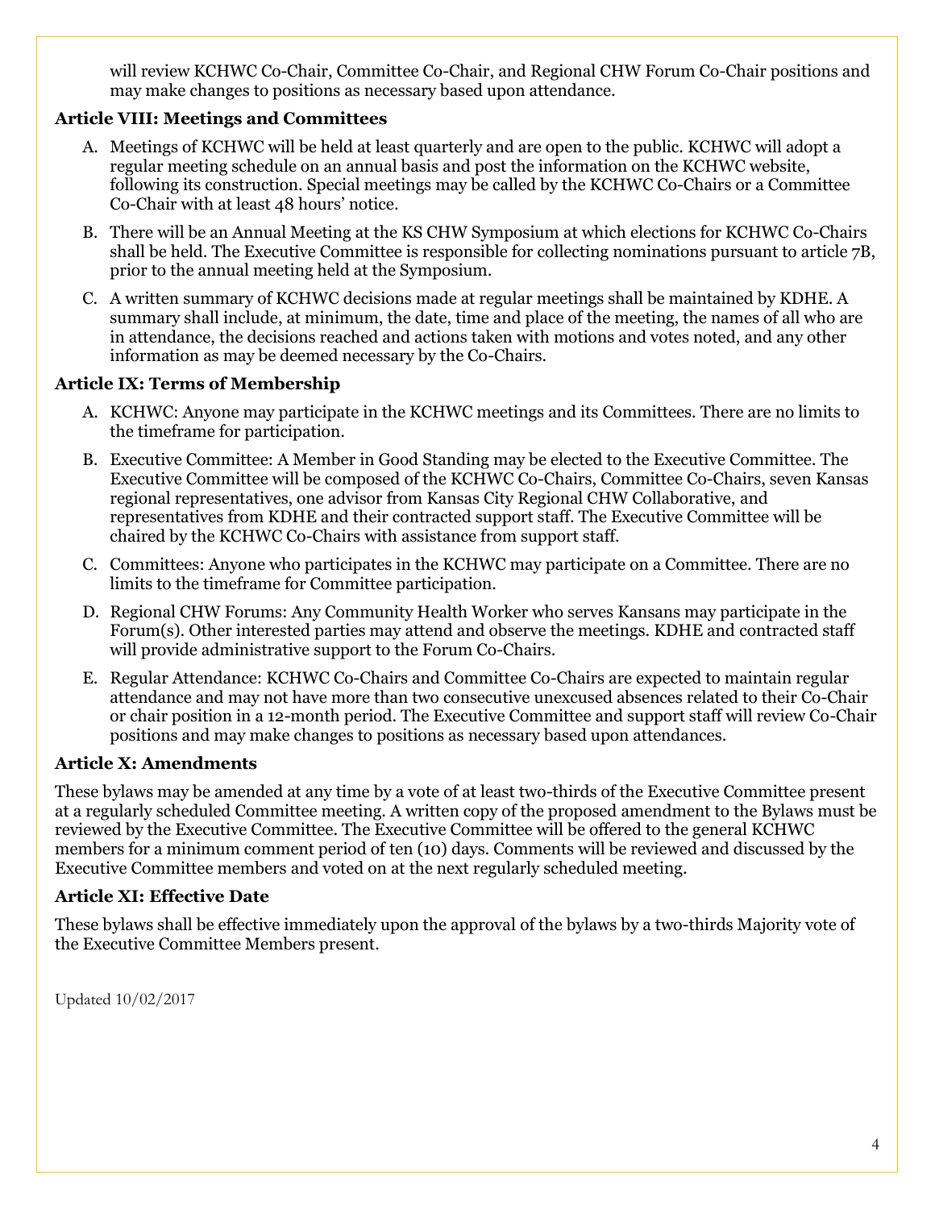will review KCHWC Co-Chair, Committee Co-Chair, and Regional CHW Forum Co-Chair positions and may make changes to positions as necessary based upon attendance.

### Article VIII: Meetings and Committees

A. Meetings of KCHWC will be held at least quarterly and are open to the public. KCHWC will adopt a regular meeting schedule on an annual basis and post the information on the KCHWC website, following its construction. Special meetings may be called by the KCHWC Co-Chairs or a Committee Co-Chair with at least 48 hours' notice.

B. There will be an Annual Meeting at the KS CHW Symposium at which elections for KCHWC Co-Chairs shall be held. The Executive Committee is responsible for collecting nominations pursuant to article 7B, prior to the annual meeting held at the Symposium.

C. A written summary of KCHWC decisions made at regular meetings shall be maintained by KDHE. A summary shall include, at minimum, the date, time and place of the meeting, the names of all who are in attendance, the decisions reached and actions taken with motions and votes noted, and any other information as may be deemed necessary by the Co-Chairs.

### Article IX: Terms of Membership

A. KCHWC: Anyone may participate in the KCHWC meetings and its Committees. There are no limits to the timeframe for participation.

B. Executive Committee: A Member in Good Standing may be elected to the Executive Committee. The Executive Committee will be composed of the KCHWC Co-Chairs, Committee Co-Chairs, seven Kansas regional representatives, one advisor from Kansas City Regional CHW Collaborative, and representatives from KDHE and their contracted support staff. The Executive Committee will be chaired by the KCHWC Co-Chairs with assistance from support staff.

C. Committees: Anyone who participates in the KCHWC may participate on a Committee. There are no limits to the timeframe for Committee participation.

D. Regional CHW Forums: Any Community Health Worker who serves Kansans may participate in the Forum(s). Other interested parties may attend and observe the meetings. KDHE and contracted staff will provide administrative support to the Forum Co-Chairs.

E. Regular Attendance: KCHWC Co-Chairs and Committee Co-Chairs are expected to maintain regular attendance and may not have more than two consecutive unexcused absences related to their Co-Chair or chair position in a 12-month period. The Executive Committee and support staff will review Co-Chair positions and may make changes to positions as necessary based upon attendances.

### Article X: Amendments

These bylaws may be amended at any time by a vote of at least two-thirds of the Executive Committee present at a regularly scheduled Committee meeting. A written copy of the proposed amendment to the Bylaws must be reviewed by the Executive Committee. The Executive Committee will be offered to the general KCHWC members for a minimum comment period of ten (10) days. Comments will be reviewed and discussed by the Executive Committee members and voted on at the next regularly scheduled meeting.

### Article XI: Effective Date

These bylaws shall be effective immediately upon the approval of the bylaws by a two-thirds Majority vote of the Executive Committee Members present.

Updated 10/02/2017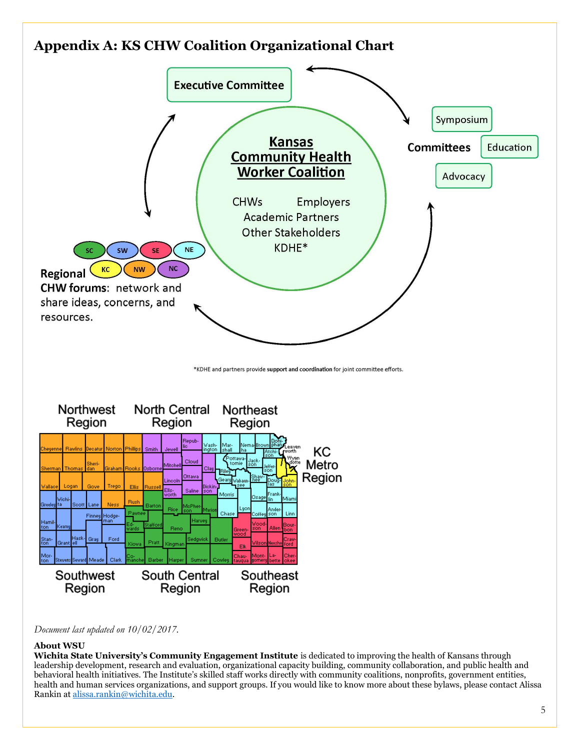## Appendix A: KS CHW Coalition Organizational Chart

Executive Committee

**Kansas Community Health Worker Coalition**

CHWs Employers
Academic Partners
Other Stakeholders
KDHE*

Committees

Symposium

Education

Advocacy

SC SW SE NE
KC NW NC

**Regional CHW forums**: network and share ideas, concerns, and resources.

*KDHE and partners provide **support and coordination** for joint committee efforts.

Northwest Region

North Central Region

Northeast Region

KC Metro Region

Southwest Region

South Central Region

Southeast Region

Cheyenne Rawlins Decatur Norton Phillips Smith Jewell Republic Washington Marshall Nemaha Brown Doniphan Atchison Leavenworth Wyandotte Sherman Thomas Sheridan Graham Rooks Osborne Mitchell Cloud Clay Riley Pottawatomie Jackson Jefferson Wallace Logan Gove Trego Ellis Russell Lincoln Ottawa Geary Wabaunsee Shawnee Douglas Johnson Greeley Wichita Scott Lane Ness Rush Barton Ellsworth Saline Dickinson Morris Osage Franklin Miami Hamilton Kearny Finney Hodgeman Pawnee Rice McPherson Marion Chase Lyon Coffey Anderson Linn Edwards Stafford Reno Harvey Stanton Grant Haskell Gray Ford Kiowa Pratt Kingman Sedgwick Butler Greenwood Woodson Allen Bourbon Morton Stevens Seward Meade Clark Comanche Barber Harper Sumner Cowley Elk Chautauqua Wilson Neosho Crawford Montgomery Labette Cherokee

*Document last updated on 10/02/2017.*

**About WSU**
**Wichita State University's Community Engagement Institute** is dedicated to improving the health of Kansans through leadership development, research and evaluation, organizational capacity building, community collaboration, and public health and behavioral health initiatives. The Institute's skilled staff works directly with community coalitions, nonprofits, government entities, health and human services organizations, and support groups. If you would like to know more about these bylaws, please contact Alissa Rankin at alissa.rankin@wichita.edu.